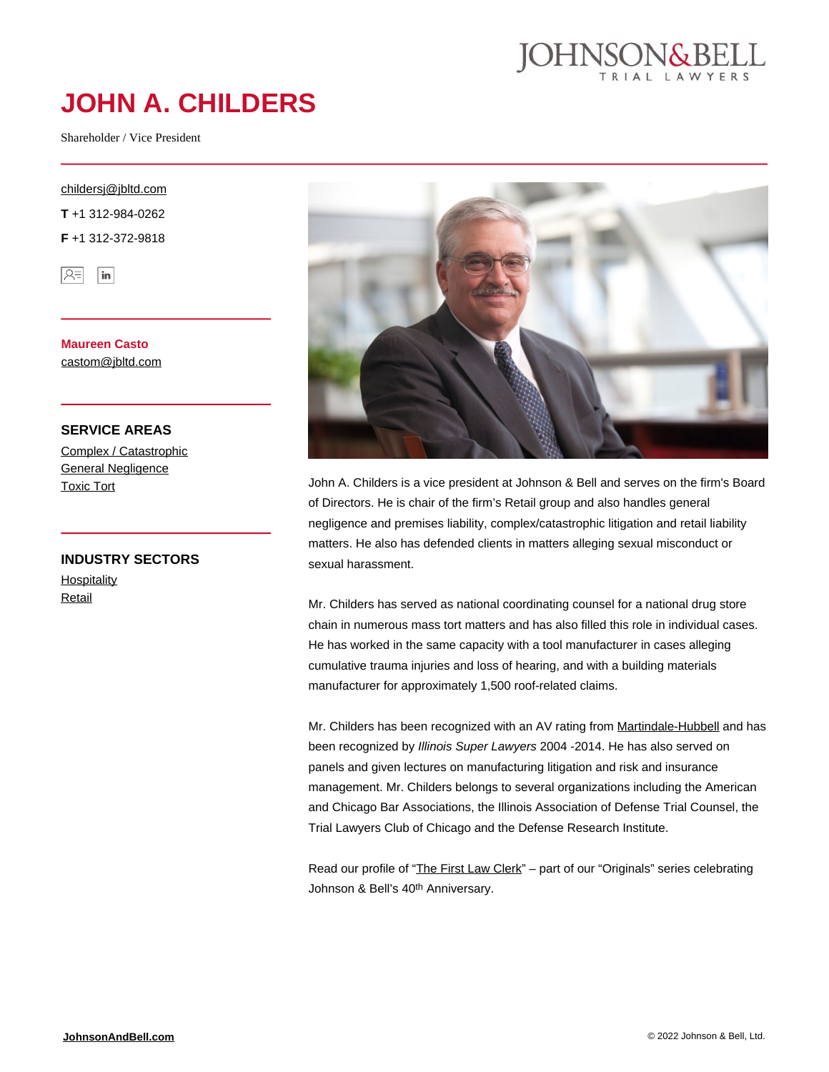# JOHN A. CHILDERS

Shareholder / Vice President

childersj@jbltd.com

**T** +1 312-984-0262

**F** +1 312-372-9818

**Maureen Casto**
castom@jbltd.com

## SERVICE AREAS

- Complex / Catastrophic
- General Negligence
- Toxic Tort

## INDUSTRY SECTORS

- Hospitality
- Retail

John A. Childers is a vice president at Johnson & Bell and serves on the firm's Board of Directors. He is chair of the firm's Retail group and also handles general negligence and premises liability, complex/catastrophic litigation and retail liability matters. He also has defended clients in matters alleging sexual misconduct or sexual harassment.

Mr. Childers has served as national coordinating counsel for a national drug store chain in numerous mass tort matters and has also filled this role in individual cases. He has worked in the same capacity with a tool manufacturer in cases alleging cumulative trauma injuries and loss of hearing, and with a building materials manufacturer for approximately 1,500 roof-related claims.

Mr. Childers has been recognized with an AV rating from Martindale-Hubbell and has been recognized by *Illinois Super Lawyers* 2004 -2014. He has also served on panels and given lectures on manufacturing litigation and risk and insurance management. Mr. Childers belongs to several organizations including the American and Chicago Bar Associations, the Illinois Association of Defense Trial Counsel, the Trial Lawyers Club of Chicago and the Defense Research Institute.

Read our profile of "The First Law Clerk" – part of our "Originals" series celebrating Johnson & Bell's 40th Anniversary.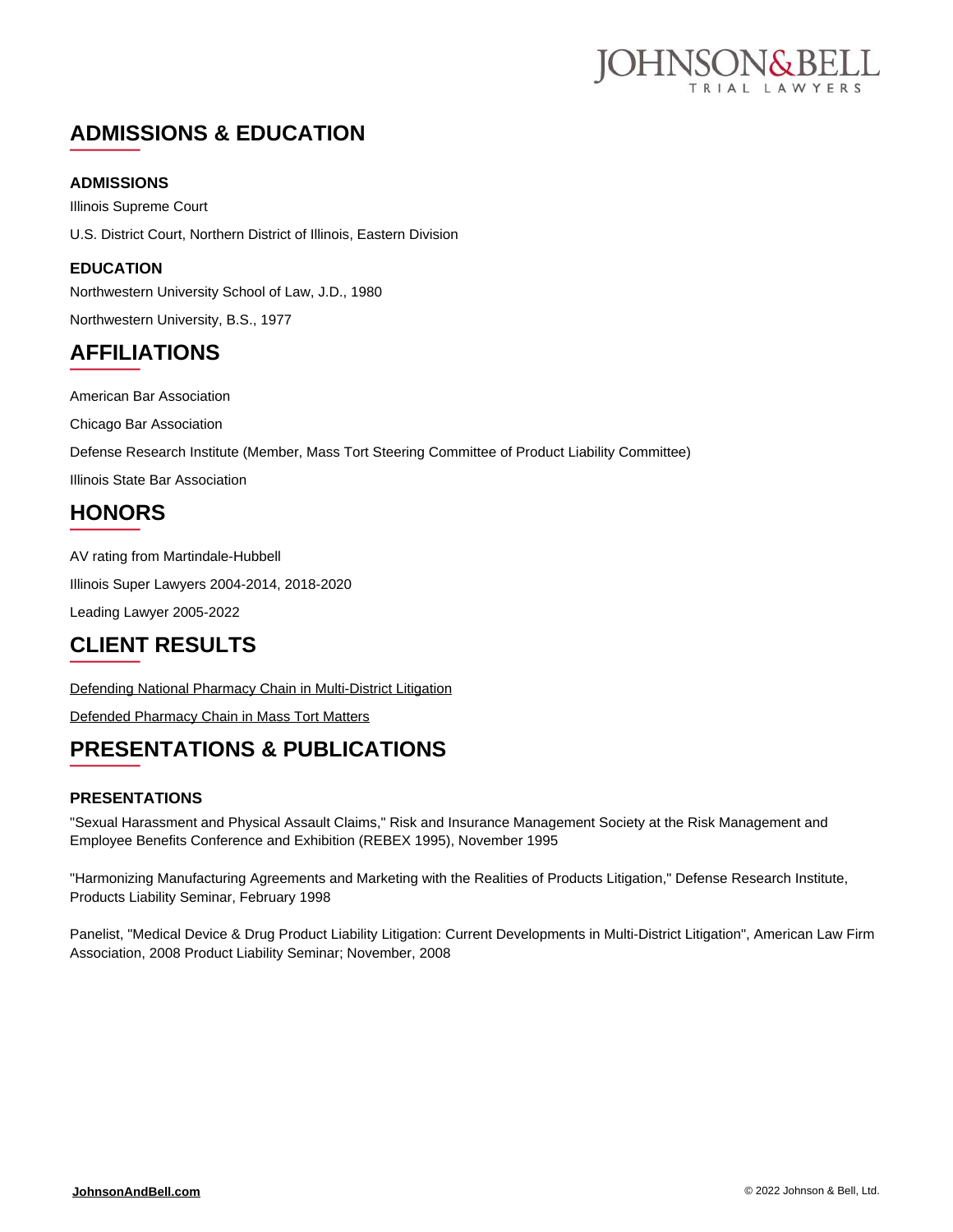## ADMISSIONS & EDUCATION

### ADMISSIONS

Illinois Supreme Court

U.S. District Court, Northern District of Illinois, Eastern Division

### EDUCATION

Northwestern University School of Law, J.D., 1980

Northwestern University, B.S., 1977

## AFFILIATIONS

American Bar Association

Chicago Bar Association

Defense Research Institute (Member, Mass Tort Steering Committee of Product Liability Committee)

Illinois State Bar Association

## HONORS

AV rating from Martindale-Hubbell

Illinois Super Lawyers 2004-2014, 2018-2020

Leading Lawyer 2005-2022

## CLIENT RESULTS

Defending National Pharmacy Chain in Multi-District Litigation

Defended Pharmacy Chain in Mass Tort Matters

## PRESENTATIONS & PUBLICATIONS

### PRESENTATIONS

"Sexual Harassment and Physical Assault Claims," Risk and Insurance Management Society at the Risk Management and Employee Benefits Conference and Exhibition (REBEX 1995), November 1995

"Harmonizing Manufacturing Agreements and Marketing with the Realities of Products Litigation," Defense Research Institute, Products Liability Seminar, February 1998

Panelist, "Medical Device & Drug Product Liability Litigation: Current Developments in Multi-District Litigation", American Law Firm Association, 2008 Product Liability Seminar; November, 2008